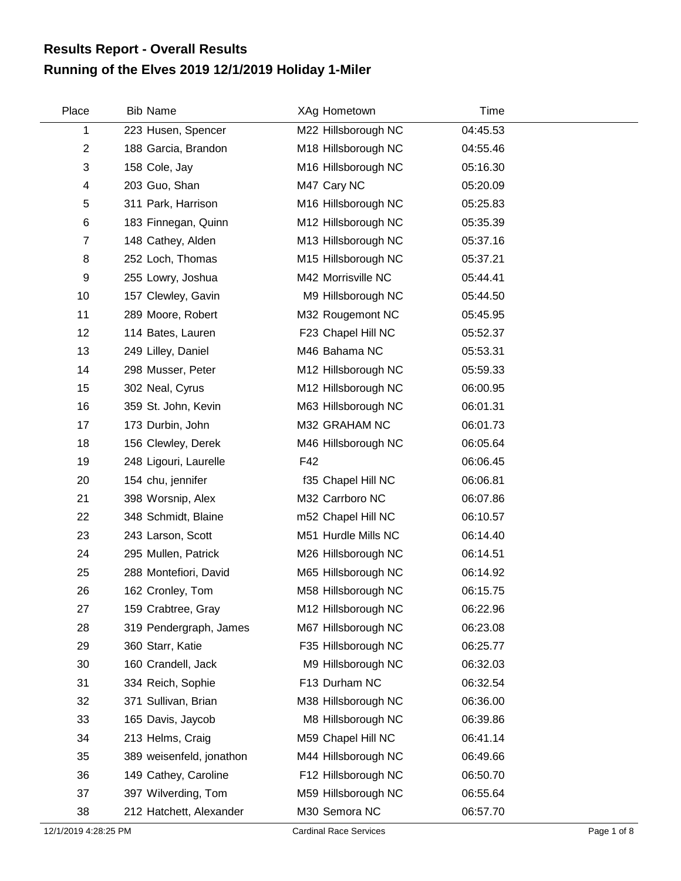# Results Report - Overall Results

## Running of the Elves 2019 12/1/2019 Holiday 1-Miler

| Place | Bib | Name | XAg | Hometown | Time |
|---|---|---|---|---|---|
| 1 | 223 | Husen, Spencer | M22 | Hillsborough NC | 04:45.53 |
| 2 | 188 | Garcia, Brandon | M18 | Hillsborough NC | 04:55.46 |
| 3 | 158 | Cole, Jay | M16 | Hillsborough NC | 05:16.30 |
| 4 | 203 | Guo, Shan | M47 | Cary NC | 05:20.09 |
| 5 | 311 | Park, Harrison | M16 | Hillsborough NC | 05:25.83 |
| 6 | 183 | Finnegan, Quinn | M12 | Hillsborough NC | 05:35.39 |
| 7 | 148 | Cathey, Alden | M13 | Hillsborough NC | 05:37.16 |
| 8 | 252 | Loch, Thomas | M15 | Hillsborough NC | 05:37.21 |
| 9 | 255 | Lowry, Joshua | M42 | Morrisville NC | 05:44.41 |
| 10 | 157 | Clewley, Gavin | M9 | Hillsborough NC | 05:44.50 |
| 11 | 289 | Moore, Robert | M32 | Rougemont NC | 05:45.95 |
| 12 | 114 | Bates, Lauren | F23 | Chapel Hill NC | 05:52.37 |
| 13 | 249 | Lilley, Daniel | M46 | Bahama NC | 05:53.31 |
| 14 | 298 | Musser, Peter | M12 | Hillsborough NC | 05:59.33 |
| 15 | 302 | Neal, Cyrus | M12 | Hillsborough NC | 06:00.95 |
| 16 | 359 | St. John, Kevin | M63 | Hillsborough NC | 06:01.31 |
| 17 | 173 | Durbin, John | M32 | GRAHAM NC | 06:01.73 |
| 18 | 156 | Clewley, Derek | M46 | Hillsborough NC | 06:05.64 |
| 19 | 248 | Ligouri, Laurelle | F42 | | 06:06.45 |
| 20 | 154 | chu, jennifer | f35 | Chapel Hill NC | 06:06.81 |
| 21 | 398 | Worsnip, Alex | M32 | Carrboro NC | 06:07.86 |
| 22 | 348 | Schmidt, Blaine | m52 | Chapel Hill NC | 06:10.57 |
| 23 | 243 | Larson, Scott | M51 | Hurdle Mills NC | 06:14.40 |
| 24 | 295 | Mullen, Patrick | M26 | Hillsborough NC | 06:14.51 |
| 25 | 288 | Montefiori, David | M65 | Hillsborough NC | 06:14.92 |
| 26 | 162 | Cronley, Tom | M58 | Hillsborough NC | 06:15.75 |
| 27 | 159 | Crabtree, Gray | M12 | Hillsborough NC | 06:22.96 |
| 28 | 319 | Pendergraph, James | M67 | Hillsborough NC | 06:23.08 |
| 29 | 360 | Starr, Katie | F35 | Hillsborough NC | 06:25.77 |
| 30 | 160 | Crandell, Jack | M9 | Hillsborough NC | 06:32.03 |
| 31 | 334 | Reich, Sophie | F13 | Durham NC | 06:32.54 |
| 32 | 371 | Sullivan, Brian | M38 | Hillsborough NC | 06:36.00 |
| 33 | 165 | Davis, Jaycob | M8 | Hillsborough NC | 06:39.86 |
| 34 | 213 | Helms, Craig | M59 | Chapel Hill NC | 06:41.14 |
| 35 | 389 | weisenfeld, jonathon | M44 | Hillsborough NC | 06:49.66 |
| 36 | 149 | Cathey, Caroline | F12 | Hillsborough NC | 06:50.70 |
| 37 | 397 | Wilverding, Tom | M59 | Hillsborough NC | 06:55.64 |
| 38 | 212 | Hatchett, Alexander | M30 | Semora NC | 06:57.70 |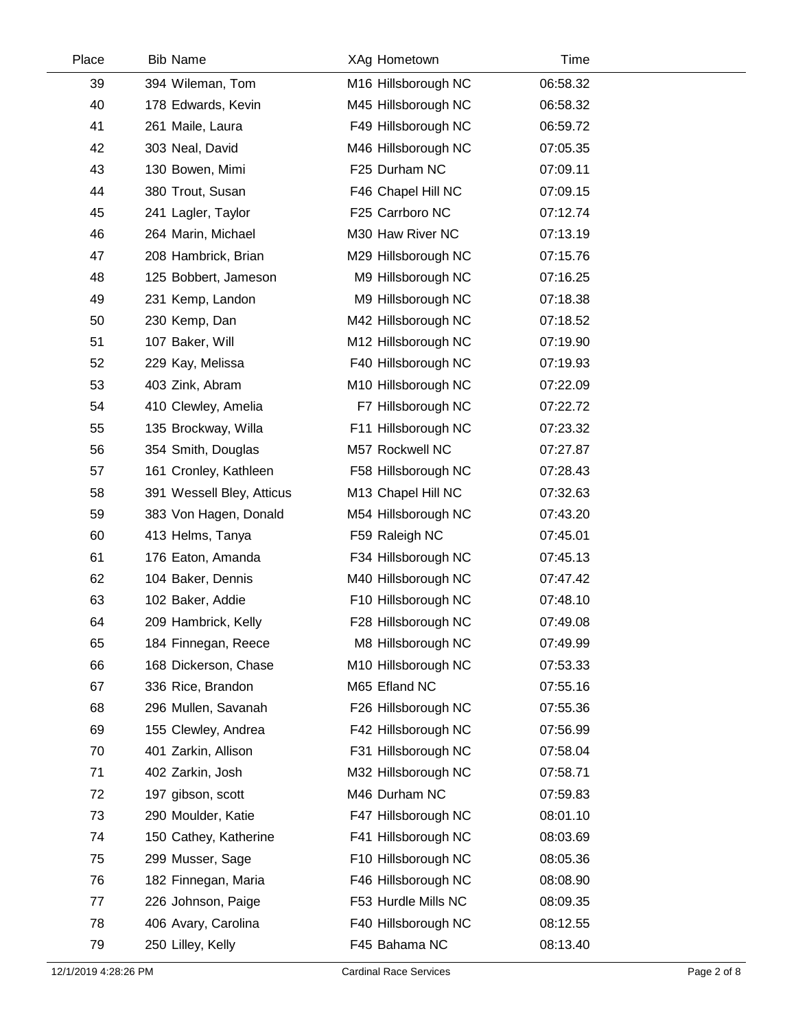| Place | Bib | Name | XAg | Hometown | Time |
|---|---|---|---|---|---|
| 39 | 394 | Wileman, Tom | M16 | Hillsborough NC | 06:58.32 |
| 40 | 178 | Edwards, Kevin | M45 | Hillsborough NC | 06:58.32 |
| 41 | 261 | Maile, Laura | F49 | Hillsborough NC | 06:59.72 |
| 42 | 303 | Neal, David | M46 | Hillsborough NC | 07:05.35 |
| 43 | 130 | Bowen, Mimi | F25 | Durham NC | 07:09.11 |
| 44 | 380 | Trout, Susan | F46 | Chapel Hill NC | 07:09.15 |
| 45 | 241 | Lagler, Taylor | F25 | Carrboro NC | 07:12.74 |
| 46 | 264 | Marin, Michael | M30 | Haw River NC | 07:13.19 |
| 47 | 208 | Hambrick, Brian | M29 | Hillsborough NC | 07:15.76 |
| 48 | 125 | Bobbert, Jameson | M9 | Hillsborough NC | 07:16.25 |
| 49 | 231 | Kemp, Landon | M9 | Hillsborough NC | 07:18.38 |
| 50 | 230 | Kemp, Dan | M42 | Hillsborough NC | 07:18.52 |
| 51 | 107 | Baker, Will | M12 | Hillsborough NC | 07:19.90 |
| 52 | 229 | Kay, Melissa | F40 | Hillsborough NC | 07:19.93 |
| 53 | 403 | Zink, Abram | M10 | Hillsborough NC | 07:22.09 |
| 54 | 410 | Clewley, Amelia | F7 | Hillsborough NC | 07:22.72 |
| 55 | 135 | Brockway, Willa | F11 | Hillsborough NC | 07:23.32 |
| 56 | 354 | Smith, Douglas | M57 | Rockwell NC | 07:27.87 |
| 57 | 161 | Cronley, Kathleen | F58 | Hillsborough NC | 07:28.43 |
| 58 | 391 | Wessell Bley, Atticus | M13 | Chapel Hill NC | 07:32.63 |
| 59 | 383 | Von Hagen, Donald | M54 | Hillsborough NC | 07:43.20 |
| 60 | 413 | Helms, Tanya | F59 | Raleigh NC | 07:45.01 |
| 61 | 176 | Eaton, Amanda | F34 | Hillsborough NC | 07:45.13 |
| 62 | 104 | Baker, Dennis | M40 | Hillsborough NC | 07:47.42 |
| 63 | 102 | Baker, Addie | F10 | Hillsborough NC | 07:48.10 |
| 64 | 209 | Hambrick, Kelly | F28 | Hillsborough NC | 07:49.08 |
| 65 | 184 | Finnegan, Reece | M8 | Hillsborough NC | 07:49.99 |
| 66 | 168 | Dickerson, Chase | M10 | Hillsborough NC | 07:53.33 |
| 67 | 336 | Rice, Brandon | M65 | Efland NC | 07:55.16 |
| 68 | 296 | Mullen, Savanah | F26 | Hillsborough NC | 07:55.36 |
| 69 | 155 | Clewley, Andrea | F42 | Hillsborough NC | 07:56.99 |
| 70 | 401 | Zarkin, Allison | F31 | Hillsborough NC | 07:58.04 |
| 71 | 402 | Zarkin, Josh | M32 | Hillsborough NC | 07:58.71 |
| 72 | 197 | gibson, scott | M46 | Durham NC | 07:59.83 |
| 73 | 290 | Moulder, Katie | F47 | Hillsborough NC | 08:01.10 |
| 74 | 150 | Cathey, Katherine | F41 | Hillsborough NC | 08:03.69 |
| 75 | 299 | Musser, Sage | F10 | Hillsborough NC | 08:05.36 |
| 76 | 182 | Finnegan, Maria | F46 | Hillsborough NC | 08:08.90 |
| 77 | 226 | Johnson, Paige | F53 | Hurdle Mills NC | 08:09.35 |
| 78 | 406 | Avary, Carolina | F40 | Hillsborough NC | 08:12.55 |
| 79 | 250 | Lilley, Kelly | F45 | Bahama NC | 08:13.40 |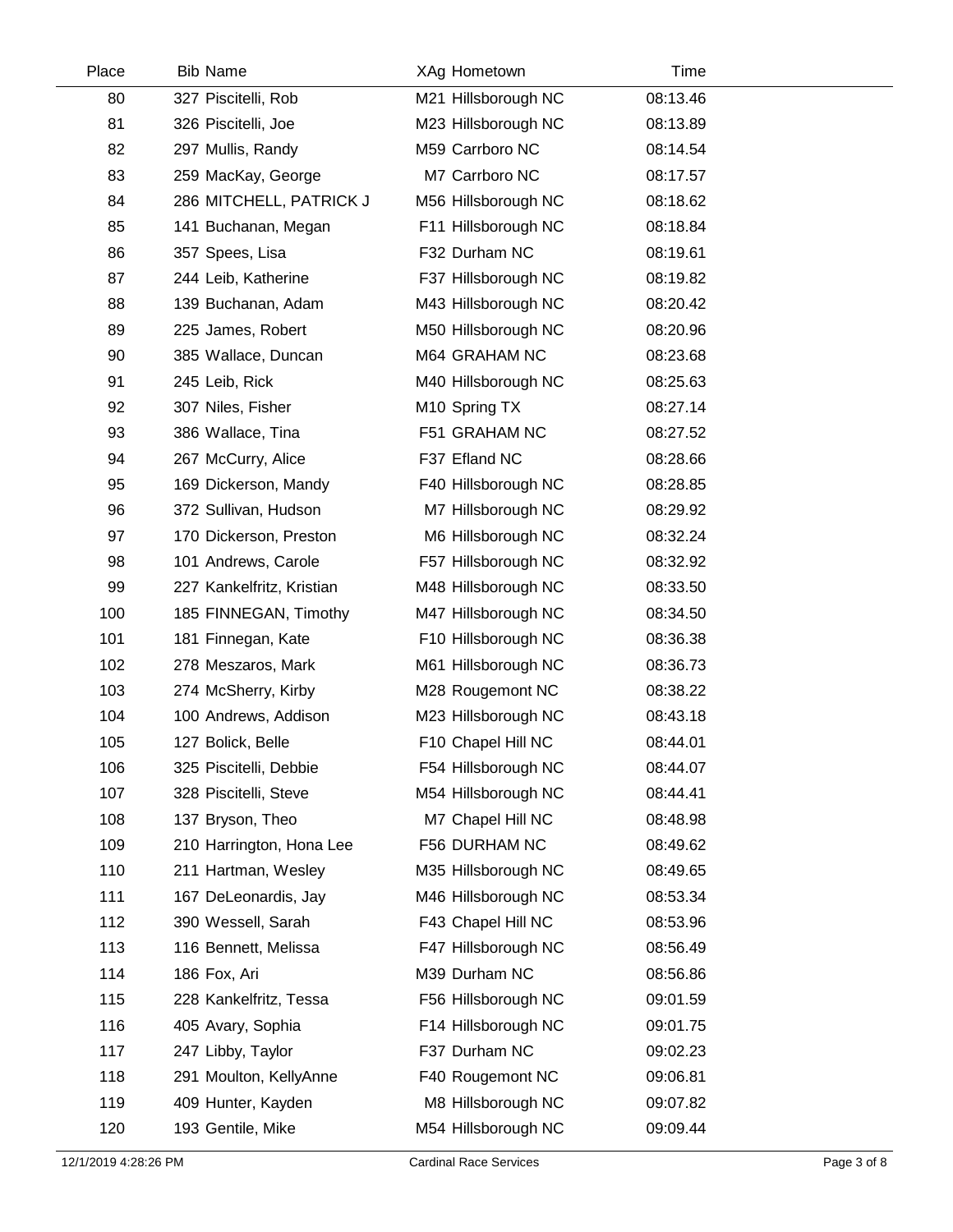| Place | Bib | Name | XAg | Hometown | Time |
|---|---|---|---|---|---|
| 80 | 327 | Piscitelli, Rob | M21 | Hillsborough NC | 08:13.46 |
| 81 | 326 | Piscitelli, Joe | M23 | Hillsborough NC | 08:13.89 |
| 82 | 297 | Mullis, Randy | M59 | Carrboro NC | 08:14.54 |
| 83 | 259 | MacKay, George | M7 | Carrboro NC | 08:17.57 |
| 84 | 286 | MITCHELL, PATRICK J | M56 | Hillsborough NC | 08:18.62 |
| 85 | 141 | Buchanan, Megan | F11 | Hillsborough NC | 08:18.84 |
| 86 | 357 | Spees, Lisa | F32 | Durham NC | 08:19.61 |
| 87 | 244 | Leib, Katherine | F37 | Hillsborough NC | 08:19.82 |
| 88 | 139 | Buchanan, Adam | M43 | Hillsborough NC | 08:20.42 |
| 89 | 225 | James, Robert | M50 | Hillsborough NC | 08:20.96 |
| 90 | 385 | Wallace, Duncan | M64 | GRAHAM NC | 08:23.68 |
| 91 | 245 | Leib, Rick | M40 | Hillsborough NC | 08:25.63 |
| 92 | 307 | Niles, Fisher | M10 | Spring TX | 08:27.14 |
| 93 | 386 | Wallace, Tina | F51 | GRAHAM NC | 08:27.52 |
| 94 | 267 | McCurry, Alice | F37 | Efland NC | 08:28.66 |
| 95 | 169 | Dickerson, Mandy | F40 | Hillsborough NC | 08:28.85 |
| 96 | 372 | Sullivan, Hudson | M7 | Hillsborough NC | 08:29.92 |
| 97 | 170 | Dickerson, Preston | M6 | Hillsborough NC | 08:32.24 |
| 98 | 101 | Andrews, Carole | F57 | Hillsborough NC | 08:32.92 |
| 99 | 227 | Kankelfritz, Kristian | M48 | Hillsborough NC | 08:33.50 |
| 100 | 185 | FINNEGAN, Timothy | M47 | Hillsborough NC | 08:34.50 |
| 101 | 181 | Finnegan, Kate | F10 | Hillsborough NC | 08:36.38 |
| 102 | 278 | Meszaros, Mark | M61 | Hillsborough NC | 08:36.73 |
| 103 | 274 | McSherry, Kirby | M28 | Rougemont NC | 08:38.22 |
| 104 | 100 | Andrews, Addison | M23 | Hillsborough NC | 08:43.18 |
| 105 | 127 | Bolick, Belle | F10 | Chapel Hill NC | 08:44.01 |
| 106 | 325 | Piscitelli, Debbie | F54 | Hillsborough NC | 08:44.07 |
| 107 | 328 | Piscitelli, Steve | M54 | Hillsborough NC | 08:44.41 |
| 108 | 137 | Bryson, Theo | M7 | Chapel Hill NC | 08:48.98 |
| 109 | 210 | Harrington, Hona Lee | F56 | DURHAM NC | 08:49.62 |
| 110 | 211 | Hartman, Wesley | M35 | Hillsborough NC | 08:49.65 |
| 111 | 167 | DeLeonardis, Jay | M46 | Hillsborough NC | 08:53.34 |
| 112 | 390 | Wessell, Sarah | F43 | Chapel Hill NC | 08:53.96 |
| 113 | 116 | Bennett, Melissa | F47 | Hillsborough NC | 08:56.49 |
| 114 | 186 | Fox, Ari | M39 | Durham NC | 08:56.86 |
| 115 | 228 | Kankelfritz, Tessa | F56 | Hillsborough NC | 09:01.59 |
| 116 | 405 | Avary, Sophia | F14 | Hillsborough NC | 09:01.75 |
| 117 | 247 | Libby, Taylor | F37 | Durham NC | 09:02.23 |
| 118 | 291 | Moulton, KellyAnne | F40 | Rougemont NC | 09:06.81 |
| 119 | 409 | Hunter, Kayden | M8 | Hillsborough NC | 09:07.82 |
| 120 | 193 | Gentile, Mike | M54 | Hillsborough NC | 09:09.44 |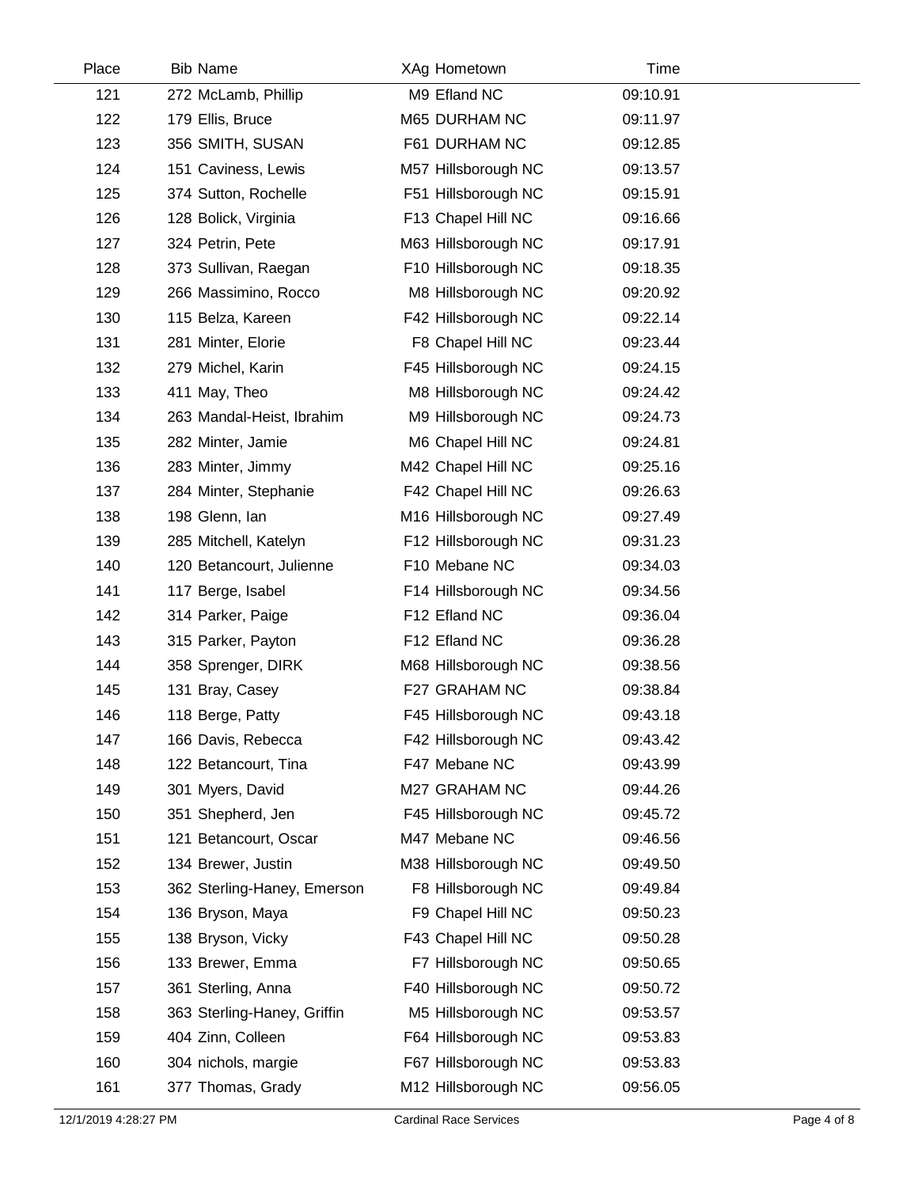| Place | Bib | Name | XAg | Hometown | Time |
|---|---|---|---|---|---|
| 121 | 272 | McLamb, Phillip | M9 | Efland NC | 09:10.91 |
| 122 | 179 | Ellis, Bruce | M65 | DURHAM NC | 09:11.97 |
| 123 | 356 | SMITH, SUSAN | F61 | DURHAM NC | 09:12.85 |
| 124 | 151 | Caviness, Lewis | M57 | Hillsborough NC | 09:13.57 |
| 125 | 374 | Sutton, Rochelle | F51 | Hillsborough NC | 09:15.91 |
| 126 | 128 | Bolick, Virginia | F13 | Chapel Hill NC | 09:16.66 |
| 127 | 324 | Petrin, Pete | M63 | Hillsborough NC | 09:17.91 |
| 128 | 373 | Sullivan, Raegan | F10 | Hillsborough NC | 09:18.35 |
| 129 | 266 | Massimino, Rocco | M8 | Hillsborough NC | 09:20.92 |
| 130 | 115 | Belza, Kareen | F42 | Hillsborough NC | 09:22.14 |
| 131 | 281 | Minter, Elorie | F8 | Chapel Hill NC | 09:23.44 |
| 132 | 279 | Michel, Karin | F45 | Hillsborough NC | 09:24.15 |
| 133 | 411 | May, Theo | M8 | Hillsborough NC | 09:24.42 |
| 134 | 263 | Mandal-Heist, Ibrahim | M9 | Hillsborough NC | 09:24.73 |
| 135 | 282 | Minter, Jamie | M6 | Chapel Hill NC | 09:24.81 |
| 136 | 283 | Minter, Jimmy | M42 | Chapel Hill NC | 09:25.16 |
| 137 | 284 | Minter, Stephanie | F42 | Chapel Hill NC | 09:26.63 |
| 138 | 198 | Glenn, Ian | M16 | Hillsborough NC | 09:27.49 |
| 139 | 285 | Mitchell, Katelyn | F12 | Hillsborough NC | 09:31.23 |
| 140 | 120 | Betancourt, Julienne | F10 | Mebane NC | 09:34.03 |
| 141 | 117 | Berge, Isabel | F14 | Hillsborough NC | 09:34.56 |
| 142 | 314 | Parker, Paige | F12 | Efland NC | 09:36.04 |
| 143 | 315 | Parker, Payton | F12 | Efland NC | 09:36.28 |
| 144 | 358 | Sprenger, DIRK | M68 | Hillsborough NC | 09:38.56 |
| 145 | 131 | Bray, Casey | F27 | GRAHAM NC | 09:38.84 |
| 146 | 118 | Berge, Patty | F45 | Hillsborough NC | 09:43.18 |
| 147 | 166 | Davis, Rebecca | F42 | Hillsborough NC | 09:43.42 |
| 148 | 122 | Betancourt, Tina | F47 | Mebane NC | 09:43.99 |
| 149 | 301 | Myers, David | M27 | GRAHAM NC | 09:44.26 |
| 150 | 351 | Shepherd, Jen | F45 | Hillsborough NC | 09:45.72 |
| 151 | 121 | Betancourt, Oscar | M47 | Mebane NC | 09:46.56 |
| 152 | 134 | Brewer, Justin | M38 | Hillsborough NC | 09:49.50 |
| 153 | 362 | Sterling-Haney, Emerson | F8 | Hillsborough NC | 09:49.84 |
| 154 | 136 | Bryson, Maya | F9 | Chapel Hill NC | 09:50.23 |
| 155 | 138 | Bryson, Vicky | F43 | Chapel Hill NC | 09:50.28 |
| 156 | 133 | Brewer, Emma | F7 | Hillsborough NC | 09:50.65 |
| 157 | 361 | Sterling, Anna | F40 | Hillsborough NC | 09:50.72 |
| 158 | 363 | Sterling-Haney, Griffin | M5 | Hillsborough NC | 09:53.57 |
| 159 | 404 | Zinn, Colleen | F64 | Hillsborough NC | 09:53.83 |
| 160 | 304 | nichols, margie | F67 | Hillsborough NC | 09:53.83 |
| 161 | 377 | Thomas, Grady | M12 | Hillsborough NC | 09:56.05 |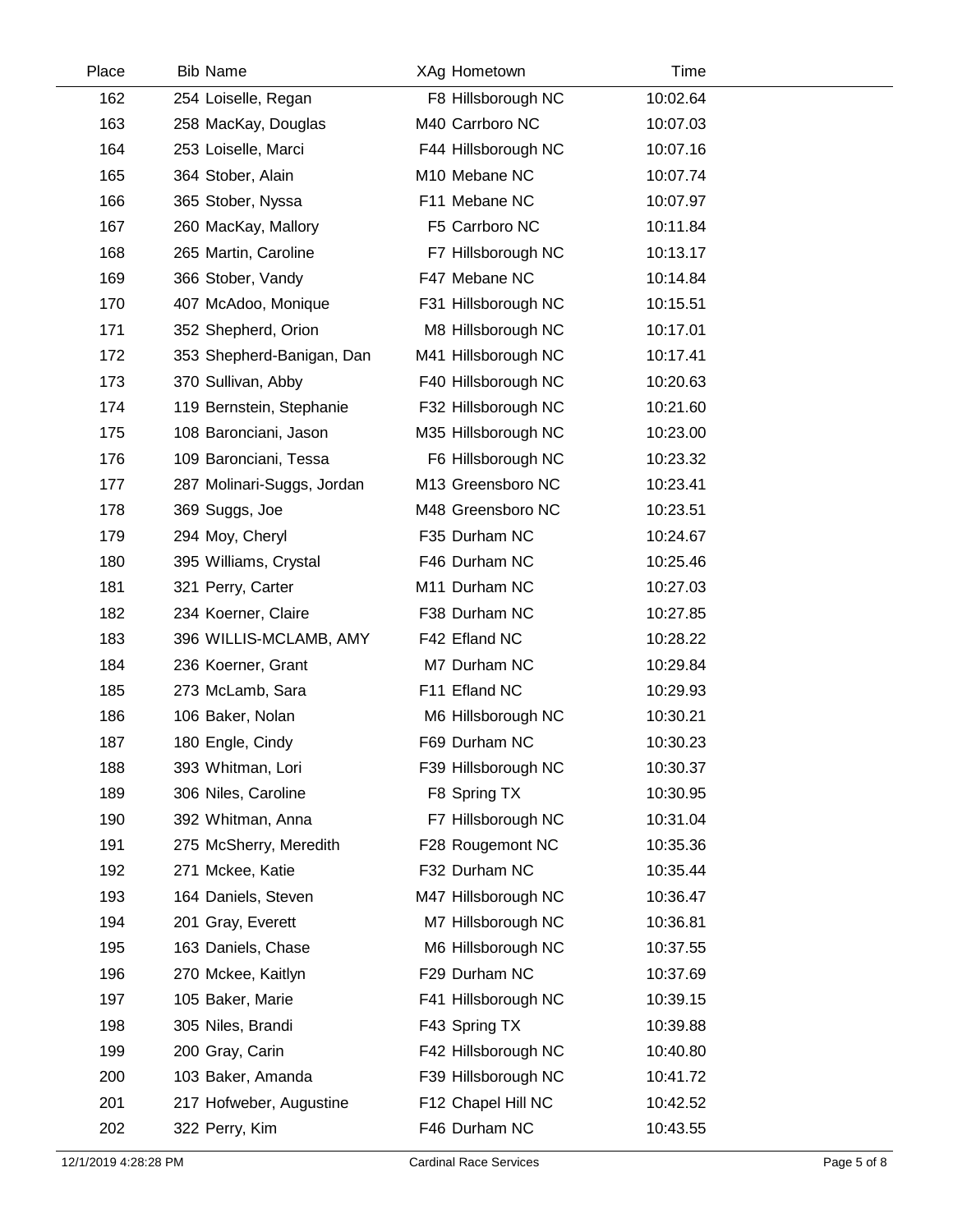| Place | Bib | Name | XAg | Hometown | Time |
|---|---|---|---|---|---|
| 162 | 254 | Loiselle, Regan | F8 | Hillsborough NC | 10:02.64 |
| 163 | 258 | MacKay, Douglas | M40 | Carrboro NC | 10:07.03 |
| 164 | 253 | Loiselle, Marci | F44 | Hillsborough NC | 10:07.16 |
| 165 | 364 | Stober, Alain | M10 | Mebane NC | 10:07.74 |
| 166 | 365 | Stober, Nyssa | F11 | Mebane NC | 10:07.97 |
| 167 | 260 | MacKay, Mallory | F5 | Carrboro NC | 10:11.84 |
| 168 | 265 | Martin, Caroline | F7 | Hillsborough NC | 10:13.17 |
| 169 | 366 | Stober, Vandy | F47 | Mebane NC | 10:14.84 |
| 170 | 407 | McAdoo, Monique | F31 | Hillsborough NC | 10:15.51 |
| 171 | 352 | Shepherd, Orion | M8 | Hillsborough NC | 10:17.01 |
| 172 | 353 | Shepherd-Banigan, Dan | M41 | Hillsborough NC | 10:17.41 |
| 173 | 370 | Sullivan, Abby | F40 | Hillsborough NC | 10:20.63 |
| 174 | 119 | Bernstein, Stephanie | F32 | Hillsborough NC | 10:21.60 |
| 175 | 108 | Baronciani, Jason | M35 | Hillsborough NC | 10:23.00 |
| 176 | 109 | Baronciani, Tessa | F6 | Hillsborough NC | 10:23.32 |
| 177 | 287 | Molinari-Suggs, Jordan | M13 | Greensboro NC | 10:23.41 |
| 178 | 369 | Suggs, Joe | M48 | Greensboro NC | 10:23.51 |
| 179 | 294 | Moy, Cheryl | F35 | Durham NC | 10:24.67 |
| 180 | 395 | Williams, Crystal | F46 | Durham NC | 10:25.46 |
| 181 | 321 | Perry, Carter | M11 | Durham NC | 10:27.03 |
| 182 | 234 | Koerner, Claire | F38 | Durham NC | 10:27.85 |
| 183 | 396 | WILLIS-MCLAMB, AMY | F42 | Efland NC | 10:28.22 |
| 184 | 236 | Koerner, Grant | M7 | Durham NC | 10:29.84 |
| 185 | 273 | McLamb, Sara | F11 | Efland NC | 10:29.93 |
| 186 | 106 | Baker, Nolan | M6 | Hillsborough NC | 10:30.21 |
| 187 | 180 | Engle, Cindy | F69 | Durham NC | 10:30.23 |
| 188 | 393 | Whitman, Lori | F39 | Hillsborough NC | 10:30.37 |
| 189 | 306 | Niles, Caroline | F8 | Spring TX | 10:30.95 |
| 190 | 392 | Whitman, Anna | F7 | Hillsborough NC | 10:31.04 |
| 191 | 275 | McSherry, Meredith | F28 | Rougemont NC | 10:35.36 |
| 192 | 271 | Mckee, Katie | F32 | Durham NC | 10:35.44 |
| 193 | 164 | Daniels, Steven | M47 | Hillsborough NC | 10:36.47 |
| 194 | 201 | Gray, Everett | M7 | Hillsborough NC | 10:36.81 |
| 195 | 163 | Daniels, Chase | M6 | Hillsborough NC | 10:37.55 |
| 196 | 270 | Mckee, Kaitlyn | F29 | Durham NC | 10:37.69 |
| 197 | 105 | Baker, Marie | F41 | Hillsborough NC | 10:39.15 |
| 198 | 305 | Niles, Brandi | F43 | Spring TX | 10:39.88 |
| 199 | 200 | Gray, Carin | F42 | Hillsborough NC | 10:40.80 |
| 200 | 103 | Baker, Amanda | F39 | Hillsborough NC | 10:41.72 |
| 201 | 217 | Hofweber, Augustine | F12 | Chapel Hill NC | 10:42.52 |
| 202 | 322 | Perry, Kim | F46 | Durham NC | 10:43.55 |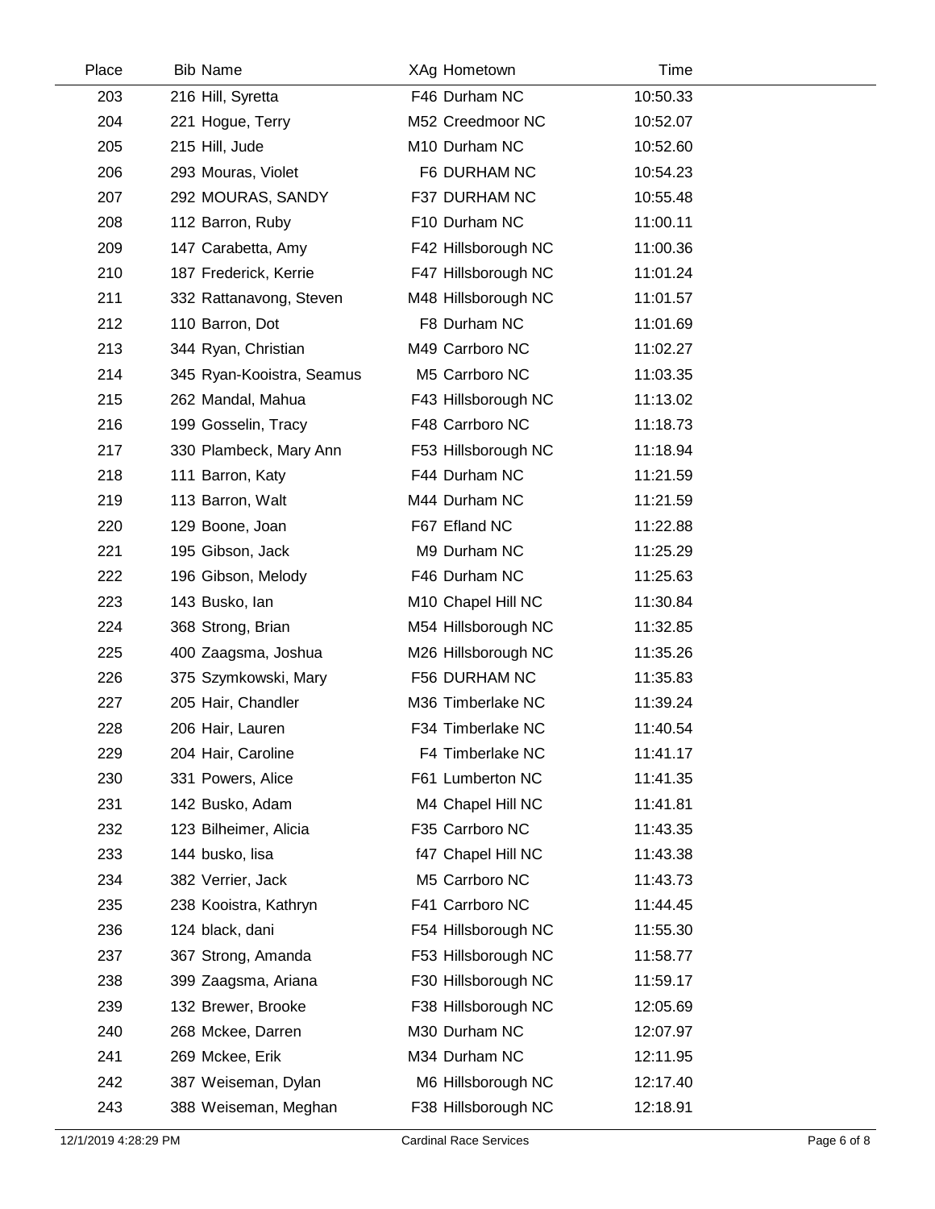| Place | Bib | Name | XAg | Hometown | Time |
|---|---|---|---|---|---|
| 203 | 216 | Hill, Syretta | F46 | Durham NC | 10:50.33 |
| 204 | 221 | Hogue, Terry | M52 | Creedmoor NC | 10:52.07 |
| 205 | 215 | Hill, Jude | M10 | Durham NC | 10:52.60 |
| 206 | 293 | Mouras, Violet | F6 | DURHAM NC | 10:54.23 |
| 207 | 292 | MOURAS, SANDY | F37 | DURHAM NC | 10:55.48 |
| 208 | 112 | Barron, Ruby | F10 | Durham NC | 11:00.11 |
| 209 | 147 | Carabetta, Amy | F42 | Hillsborough NC | 11:00.36 |
| 210 | 187 | Frederick, Kerrie | F47 | Hillsborough NC | 11:01.24 |
| 211 | 332 | Rattanavong, Steven | M48 | Hillsborough NC | 11:01.57 |
| 212 | 110 | Barron, Dot | F8 | Durham NC | 11:01.69 |
| 213 | 344 | Ryan, Christian | M49 | Carrboro NC | 11:02.27 |
| 214 | 345 | Ryan-Kooistra, Seamus | M5 | Carrboro NC | 11:03.35 |
| 215 | 262 | Mandal, Mahua | F43 | Hillsborough NC | 11:13.02 |
| 216 | 199 | Gosselin, Tracy | F48 | Carrboro NC | 11:18.73 |
| 217 | 330 | Plambeck, Mary Ann | F53 | Hillsborough NC | 11:18.94 |
| 218 | 111 | Barron, Katy | F44 | Durham NC | 11:21.59 |
| 219 | 113 | Barron, Walt | M44 | Durham NC | 11:21.59 |
| 220 | 129 | Boone, Joan | F67 | Efland NC | 11:22.88 |
| 221 | 195 | Gibson, Jack | M9 | Durham NC | 11:25.29 |
| 222 | 196 | Gibson, Melody | F46 | Durham NC | 11:25.63 |
| 223 | 143 | Busko, Ian | M10 | Chapel Hill NC | 11:30.84 |
| 224 | 368 | Strong, Brian | M54 | Hillsborough NC | 11:32.85 |
| 225 | 400 | Zaagsma, Joshua | M26 | Hillsborough NC | 11:35.26 |
| 226 | 375 | Szymkowski, Mary | F56 | DURHAM NC | 11:35.83 |
| 227 | 205 | Hair, Chandler | M36 | Timberlake NC | 11:39.24 |
| 228 | 206 | Hair, Lauren | F34 | Timberlake NC | 11:40.54 |
| 229 | 204 | Hair, Caroline | F4 | Timberlake NC | 11:41.17 |
| 230 | 331 | Powers, Alice | F61 | Lumberton NC | 11:41.35 |
| 231 | 142 | Busko, Adam | M4 | Chapel Hill NC | 11:41.81 |
| 232 | 123 | Bilheimer, Alicia | F35 | Carrboro NC | 11:43.35 |
| 233 | 144 | busko, lisa | f47 | Chapel Hill NC | 11:43.38 |
| 234 | 382 | Verrier, Jack | M5 | Carrboro NC | 11:43.73 |
| 235 | 238 | Kooistra, Kathryn | F41 | Carrboro NC | 11:44.45 |
| 236 | 124 | black, dani | F54 | Hillsborough NC | 11:55.30 |
| 237 | 367 | Strong, Amanda | F53 | Hillsborough NC | 11:58.77 |
| 238 | 399 | Zaagsma, Ariana | F30 | Hillsborough NC | 11:59.17 |
| 239 | 132 | Brewer, Brooke | F38 | Hillsborough NC | 12:05.69 |
| 240 | 268 | Mckee, Darren | M30 | Durham NC | 12:07.97 |
| 241 | 269 | Mckee, Erik | M34 | Durham NC | 12:11.95 |
| 242 | 387 | Weiseman, Dylan | M6 | Hillsborough NC | 12:17.40 |
| 243 | 388 | Weiseman, Meghan | F38 | Hillsborough NC | 12:18.91 |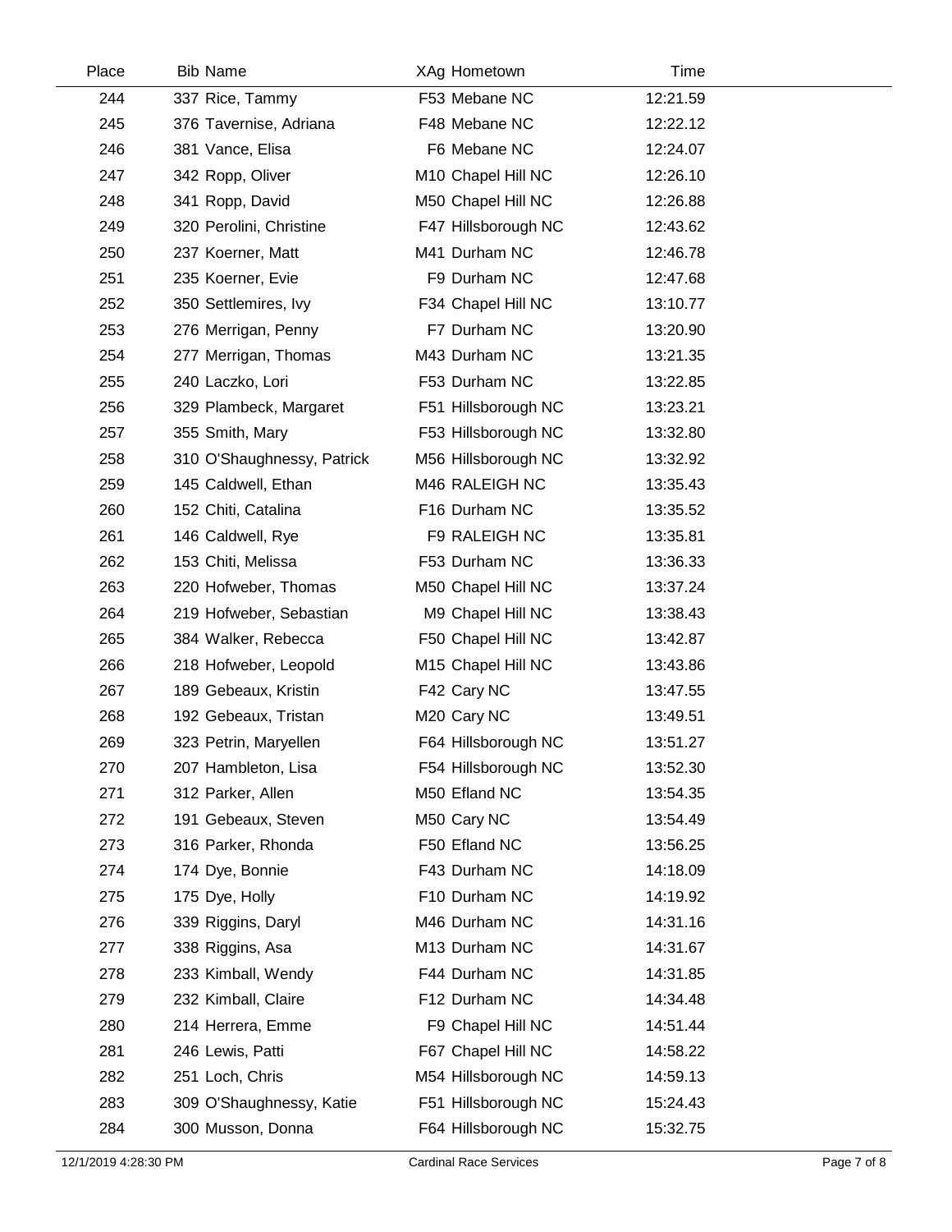| Place | Bib | Name | XAg | Hometown | Time |
|---|---|---|---|---|---|
| 244 | 337 | Rice, Tammy | F53 | Mebane NC | 12:21.59 |
| 245 | 376 | Tavernise, Adriana | F48 | Mebane NC | 12:22.12 |
| 246 | 381 | Vance, Elisa | F6 | Mebane NC | 12:24.07 |
| 247 | 342 | Ropp, Oliver | M10 | Chapel Hill NC | 12:26.10 |
| 248 | 341 | Ropp, David | M50 | Chapel Hill NC | 12:26.88 |
| 249 | 320 | Perolini, Christine | F47 | Hillsborough NC | 12:43.62 |
| 250 | 237 | Koerner, Matt | M41 | Durham NC | 12:46.78 |
| 251 | 235 | Koerner, Evie | F9 | Durham NC | 12:47.68 |
| 252 | 350 | Settlemires, Ivy | F34 | Chapel Hill NC | 13:10.77 |
| 253 | 276 | Merrigan, Penny | F7 | Durham NC | 13:20.90 |
| 254 | 277 | Merrigan, Thomas | M43 | Durham NC | 13:21.35 |
| 255 | 240 | Laczko, Lori | F53 | Durham NC | 13:22.85 |
| 256 | 329 | Plambeck, Margaret | F51 | Hillsborough NC | 13:23.21 |
| 257 | 355 | Smith, Mary | F53 | Hillsborough NC | 13:32.80 |
| 258 | 310 | O'Shaughnessy, Patrick | M56 | Hillsborough NC | 13:32.92 |
| 259 | 145 | Caldwell, Ethan | M46 | RALEIGH NC | 13:35.43 |
| 260 | 152 | Chiti, Catalina | F16 | Durham NC | 13:35.52 |
| 261 | 146 | Caldwell, Rye | F9 | RALEIGH NC | 13:35.81 |
| 262 | 153 | Chiti, Melissa | F53 | Durham NC | 13:36.33 |
| 263 | 220 | Hofweber, Thomas | M50 | Chapel Hill NC | 13:37.24 |
| 264 | 219 | Hofweber, Sebastian | M9 | Chapel Hill NC | 13:38.43 |
| 265 | 384 | Walker, Rebecca | F50 | Chapel Hill NC | 13:42.87 |
| 266 | 218 | Hofweber, Leopold | M15 | Chapel Hill NC | 13:43.86 |
| 267 | 189 | Gebeaux, Kristin | F42 | Cary NC | 13:47.55 |
| 268 | 192 | Gebeaux, Tristan | M20 | Cary NC | 13:49.51 |
| 269 | 323 | Petrin, Maryellen | F64 | Hillsborough NC | 13:51.27 |
| 270 | 207 | Hambleton, Lisa | F54 | Hillsborough NC | 13:52.30 |
| 271 | 312 | Parker, Allen | M50 | Efland NC | 13:54.35 |
| 272 | 191 | Gebeaux, Steven | M50 | Cary NC | 13:54.49 |
| 273 | 316 | Parker, Rhonda | F50 | Efland NC | 13:56.25 |
| 274 | 174 | Dye, Bonnie | F43 | Durham NC | 14:18.09 |
| 275 | 175 | Dye, Holly | F10 | Durham NC | 14:19.92 |
| 276 | 339 | Riggins, Daryl | M46 | Durham NC | 14:31.16 |
| 277 | 338 | Riggins, Asa | M13 | Durham NC | 14:31.67 |
| 278 | 233 | Kimball, Wendy | F44 | Durham NC | 14:31.85 |
| 279 | 232 | Kimball, Claire | F12 | Durham NC | 14:34.48 |
| 280 | 214 | Herrera, Emme | F9 | Chapel Hill NC | 14:51.44 |
| 281 | 246 | Lewis, Patti | F67 | Chapel Hill NC | 14:58.22 |
| 282 | 251 | Loch, Chris | M54 | Hillsborough NC | 14:59.13 |
| 283 | 309 | O'Shaughnessy, Katie | F51 | Hillsborough NC | 15:24.43 |
| 284 | 300 | Musson, Donna | F64 | Hillsborough NC | 15:32.75 |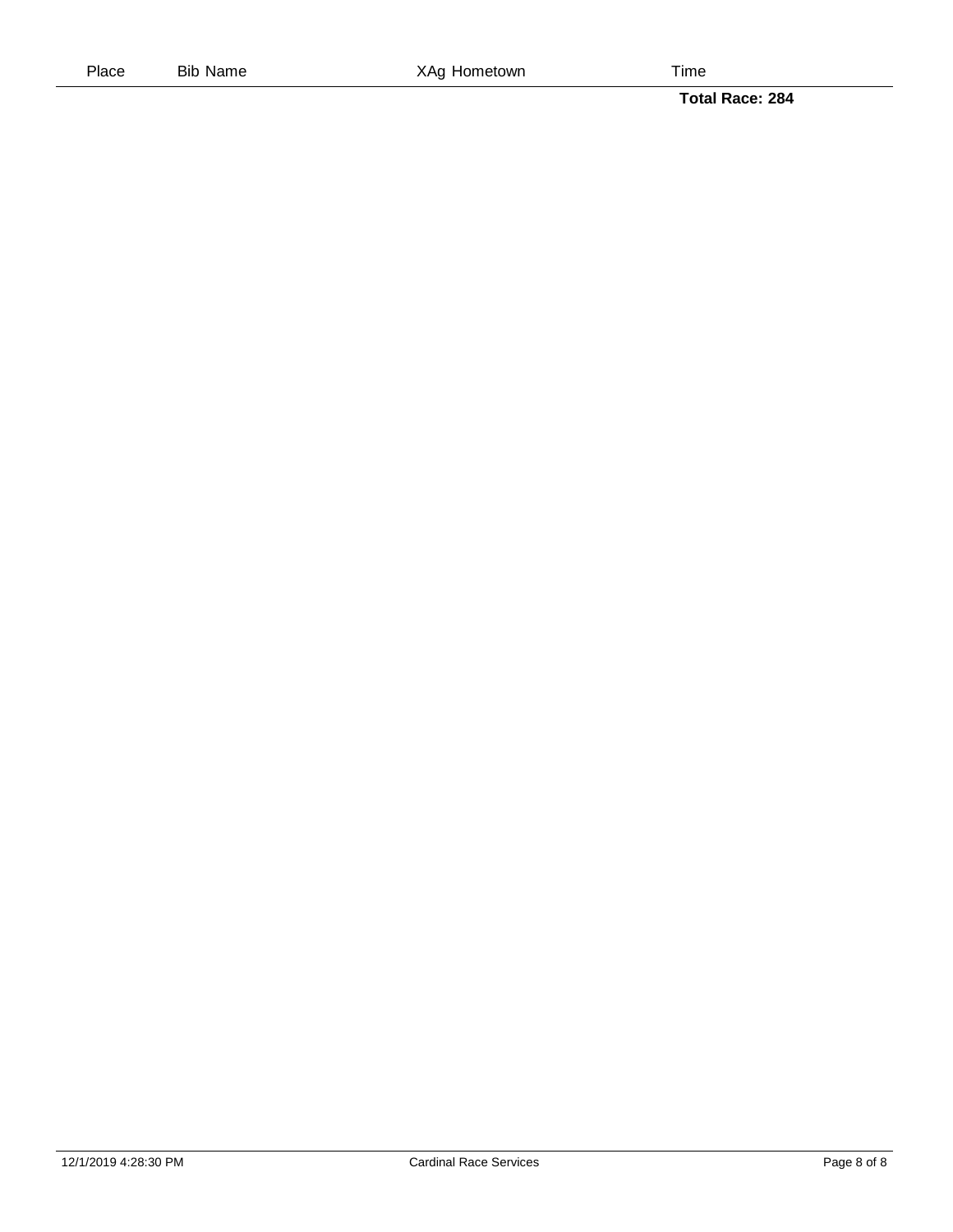| Place | Bib Name | XAg Hometown | Time |
|---|---|---|---|

**Total Race: 284**